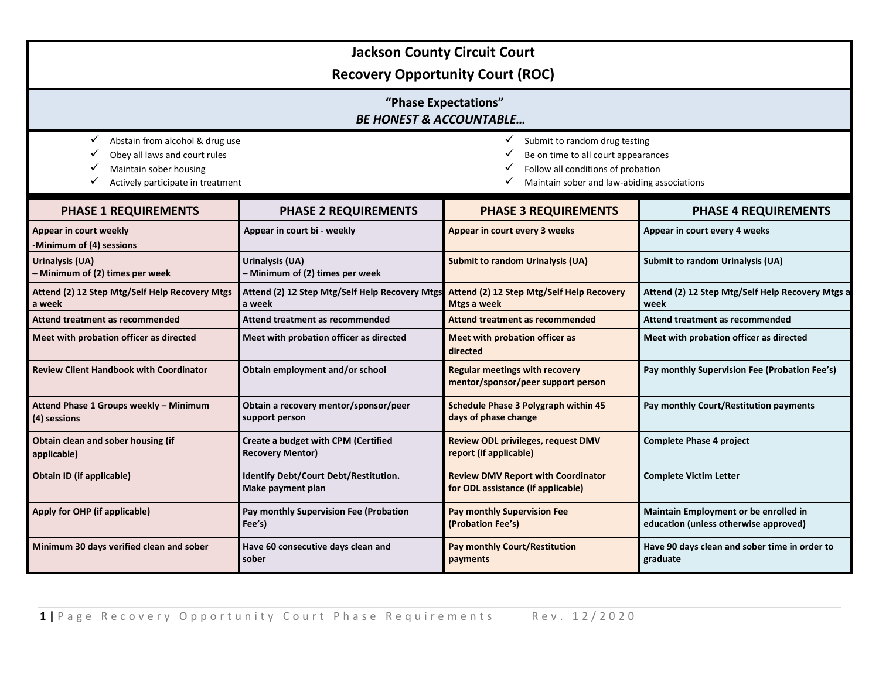# Jackson County Circuit Court

## Recovery Opportunity Court (ROC)

### "Phase Expectations"

***BE HONEST & ACCOUNTABLE…***

- ✓ Abstain from alcohol & drug use
- ✓ Obey all laws and court rules
- ✓ Maintain sober housing
- ✓ Actively participate in treatment
- ✓ Submit to random drug testing
- ✓ Be on time to all court appearances
- ✓ Follow all conditions of probation
- ✓ Maintain sober and law-abiding associations

| PHASE 1 REQUIREMENTS | PHASE 2 REQUIREMENTS | PHASE 3 REQUIREMENTS | PHASE 4 REQUIREMENTS |
|---|---|---|---|
| **Appear in court weekly -Minimum of (4) sessions** | **Appear in court bi - weekly** | **Appear in court every 3 weeks** | **Appear in court every 4 weeks** |
| **Urinalysis (UA) – Minimum of (2) times per week** | **Urinalysis (UA) – Minimum of (2) times per week** | **Submit to random Urinalysis (UA)** | **Submit to random Urinalysis (UA)** |
| **Attend (2) 12 Step Mtg/Self Help Recovery Mtgs a week** | **Attend (2) 12 Step Mtg/Self Help Recovery Mtgs a week** | **Attend (2) 12 Step Mtg/Self Help Recovery Mtgs a week** | **Attend (2) 12 Step Mtg/Self Help Recovery Mtgs a week** |
| **Attend treatment as recommended** | **Attend treatment as recommended** | **Attend treatment as recommended** | **Attend treatment as recommended** |
| **Meet with probation officer as directed** | **Meet with probation officer as directed** | **Meet with probation officer as directed** | **Meet with probation officer as directed** |
| **Review Client Handbook with Coordinator** | **Obtain employment and/or school** | **Regular meetings with recovery mentor/sponsor/peer support person** | **Pay monthly Supervision Fee (Probation Fee's)** |
| **Attend Phase 1 Groups weekly – Minimum (4) sessions** | **Obtain a recovery mentor/sponsor/peer support person** | **Schedule Phase 3 Polygraph within 45 days of phase change** | **Pay monthly Court/Restitution payments** |
| **Obtain clean and sober housing (if applicable)** | **Create a budget with CPM (Certified Recovery Mentor)** | **Review ODL privileges, request DMV report (if applicable)** | **Complete Phase 4 project** |
| **Obtain ID (if applicable)** | **Identify Debt/Court Debt/Restitution. Make payment plan** | **Review DMV Report with Coordinator for ODL assistance (if applicable)** | **Complete Victim Letter** |
| **Apply for OHP (if applicable)** | **Pay monthly Supervision Fee (Probation Fee's)** | **Pay monthly Supervision Fee (Probation Fee's)** | **Maintain Employment or be enrolled in education (unless otherwise approved)** |
| **Minimum 30 days verified clean and sober** | **Have 60 consecutive days clean and sober** | **Pay monthly Court/Restitution payments** | **Have 90 days clean and sober time in order to graduate** |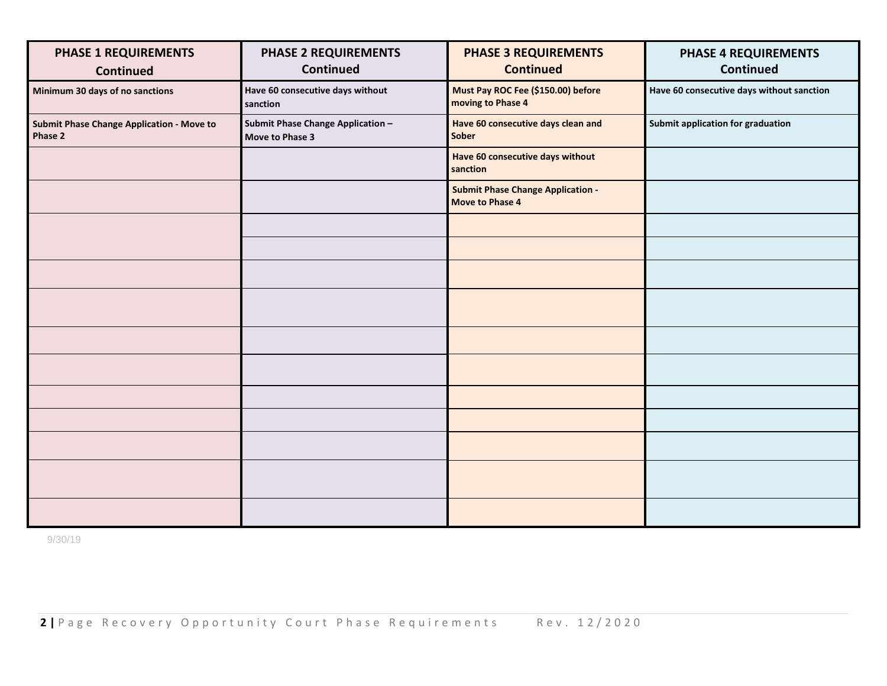| PHASE 1 REQUIREMENTS Continued | PHASE 2 REQUIREMENTS Continued | PHASE 3 REQUIREMENTS Continued | PHASE 4 REQUIREMENTS Continued |
|---|---|---|---|
| Minimum 30 days of no sanctions | Have 60 consecutive days without sanction | Must Pay ROC Fee ($150.00) before moving to Phase 4 | Have 60 consecutive days without sanction |
| Submit Phase Change Application - Move to Phase 2 | Submit Phase Change Application – Move to Phase 3 | Have 60 consecutive days clean and Sober | Submit application for graduation |
| | | Have 60 consecutive days without sanction | |
| | | Submit Phase Change Application - Move to Phase 4 | |
| | | | |
| | | | |
| | | | |
| | | | |
| | | | |
| | | | |
| | | | |
| | | | |
| | | | |
| | | | |
| | | | |

9/30/19